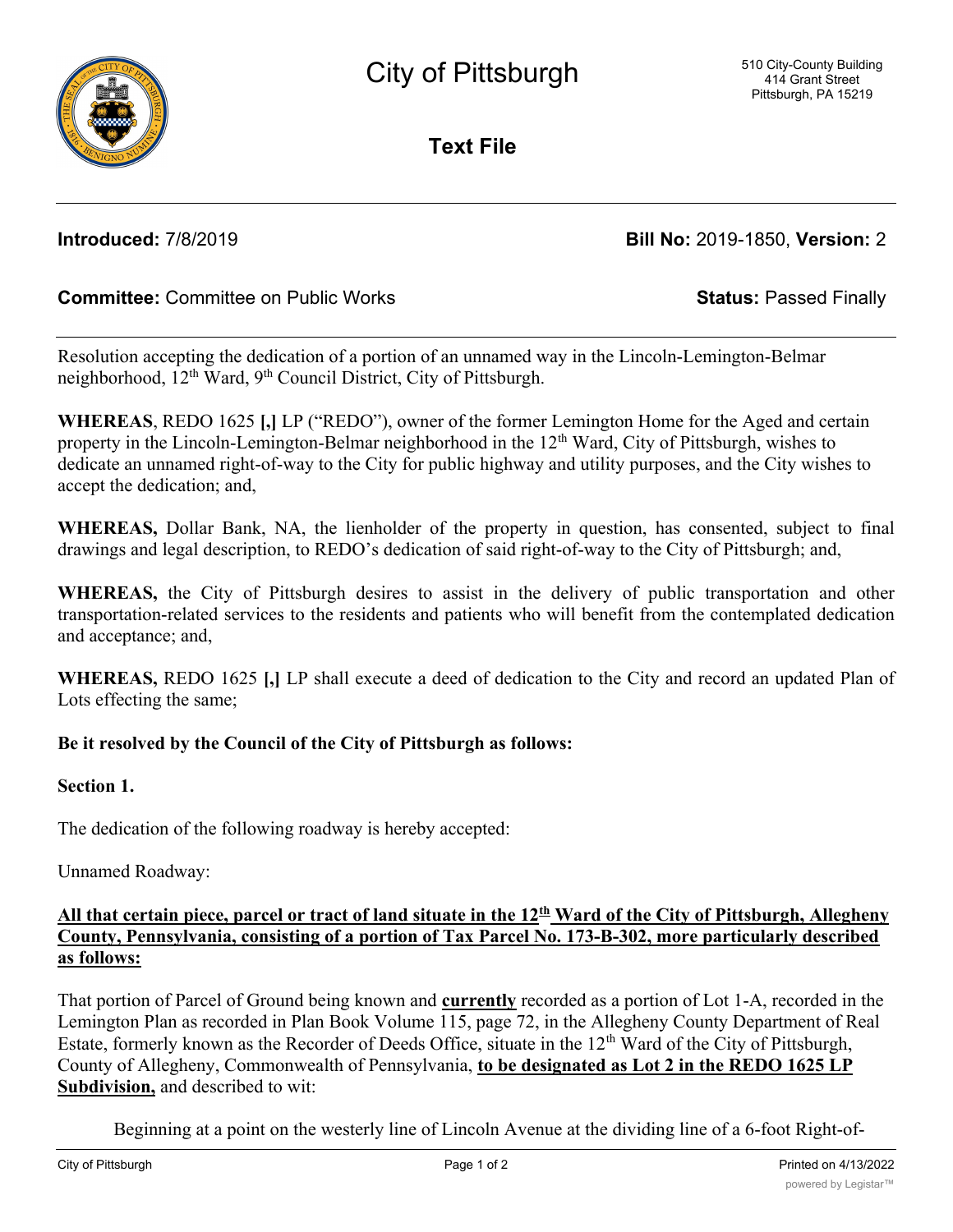# City of Pittsburgh

510 City-County Building
414 Grant Street
Pittsburgh, PA 15219

## Text File

**Introduced:** 7/8/2019 **Bill No:** 2019-1850, **Version:** 2

**Committee:** Committee on Public Works **Status:** Passed Finally

Resolution accepting the dedication of a portion of an unnamed way in the Lincoln-Lemington-Belmar neighborhood, 12th Ward, 9th Council District, City of Pittsburgh.

**WHEREAS**, REDO 1625 **[,]** LP ("REDO"), owner of the former Lemington Home for the Aged and certain property in the Lincoln-Lemington-Belmar neighborhood in the 12th Ward, City of Pittsburgh, wishes to dedicate an unnamed right-of-way to the City for public highway and utility purposes, and the City wishes to accept the dedication; and,

**WHEREAS,** Dollar Bank, NA, the lienholder of the property in question, has consented, subject to final drawings and legal description, to REDO's dedication of said right-of-way to the City of Pittsburgh; and,

**WHEREAS,** the City of Pittsburgh desires to assist in the delivery of public transportation and other transportation-related services to the residents and patients who will benefit from the contemplated dedication and acceptance; and,

**WHEREAS,** REDO 1625 **[,]** LP shall execute a deed of dedication to the City and record an updated Plan of Lots effecting the same;

**Be it resolved by the Council of the City of Pittsburgh as follows:**

**Section 1.**

The dedication of the following roadway is hereby accepted:

Unnamed Roadway:

**All that certain piece, parcel or tract of land situate in the 12th Ward of the City of Pittsburgh, Allegheny County, Pennsylvania, consisting of a portion of Tax Parcel No. 173-B-302, more particularly described as follows:**

That portion of Parcel of Ground being known and **currently** recorded as a portion of Lot 1-A, recorded in the Lemington Plan as recorded in Plan Book Volume 115, page 72, in the Allegheny County Department of Real Estate, formerly known as the Recorder of Deeds Office, situate in the 12th Ward of the City of Pittsburgh, County of Allegheny, Commonwealth of Pennsylvania, **to be designated as Lot 2 in the REDO 1625 LP Subdivision,** and described to wit:

Beginning at a point on the westerly line of Lincoln Avenue at the dividing line of a 6-foot Right-of-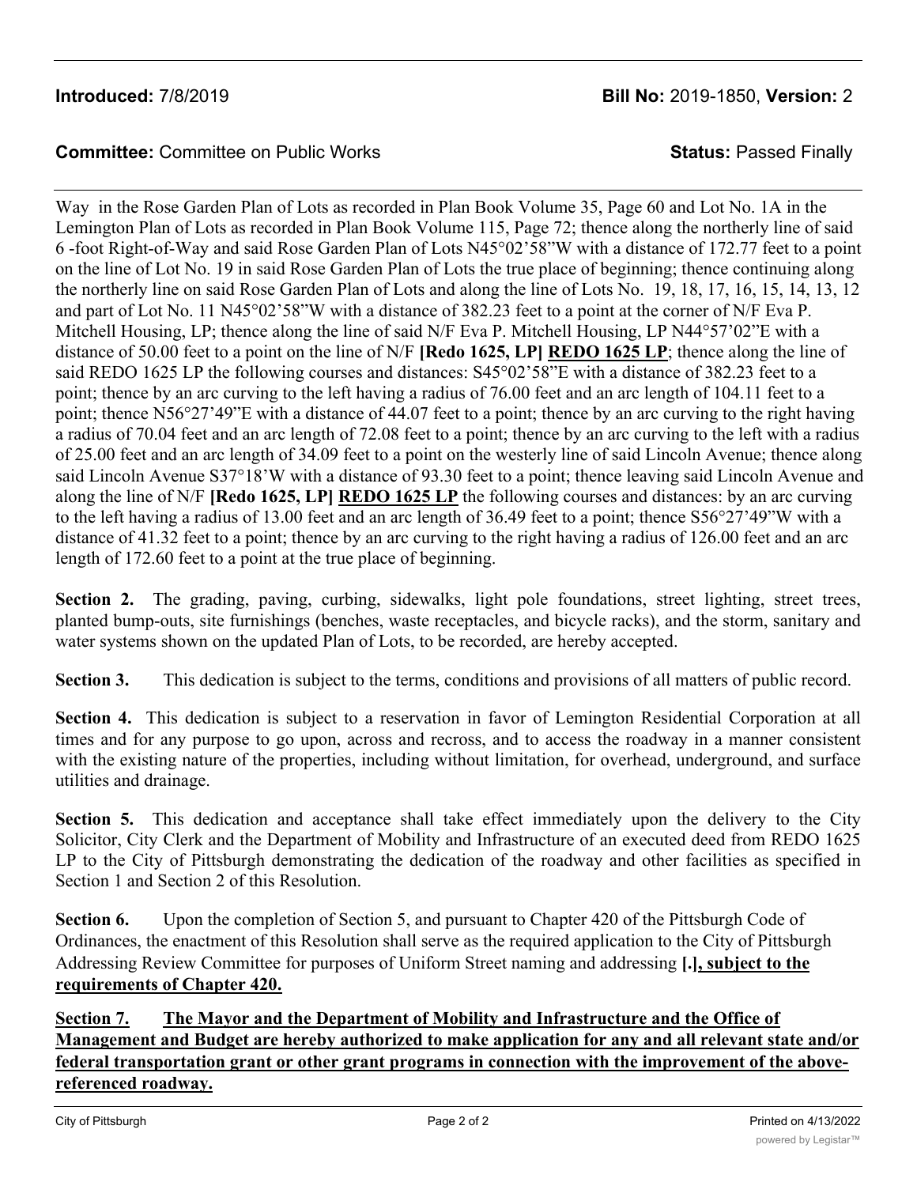**Introduced:** 7/8/2019 **Bill No:** 2019-1850, **Version:** 2

**Committee:** Committee on Public Works **Status:** Passed Finally

Way in the Rose Garden Plan of Lots as recorded in Plan Book Volume 35, Page 60 and Lot No. 1A in the Lemington Plan of Lots as recorded in Plan Book Volume 115, Page 72; thence along the northerly line of said 6 -foot Right-of-Way and said Rose Garden Plan of Lots N45°02'58"W with a distance of 172.77 feet to a point on the line of Lot No. 19 in said Rose Garden Plan of Lots the true place of beginning; thence continuing along the northerly line on said Rose Garden Plan of Lots and along the line of Lots No. 19, 18, 17, 16, 15, 14, 13, 12 and part of Lot No. 11 N45°02'58"W with a distance of 382.23 feet to a point at the corner of N/F Eva P. Mitchell Housing, LP; thence along the line of said N/F Eva P. Mitchell Housing, LP N44°57'02"E with a distance of 50.00 feet to a point on the line of N/F **[Redo 1625, LP]** **REDO 1625 LP**; thence along the line of said REDO 1625 LP the following courses and distances: S45°02'58"E with a distance of 382.23 feet to a point; thence by an arc curving to the left having a radius of 76.00 feet and an arc length of 104.11 feet to a point; thence N56°27'49"E with a distance of 44.07 feet to a point; thence by an arc curving to the right having a radius of 70.04 feet and an arc length of 72.08 feet to a point; thence by an arc curving to the left with a radius of 25.00 feet and an arc length of 34.09 feet to a point on the westerly line of said Lincoln Avenue; thence along said Lincoln Avenue S37°18'W with a distance of 93.30 feet to a point; thence leaving said Lincoln Avenue and along the line of N/F **[Redo 1625, LP]** **REDO 1625 LP** the following courses and distances: by an arc curving to the left having a radius of 13.00 feet and an arc length of 36.49 feet to a point; thence S56°27'49"W with a distance of 41.32 feet to a point; thence by an arc curving to the right having a radius of 126.00 feet and an arc length of 172.60 feet to a point at the true place of beginning.

**Section 2.** The grading, paving, curbing, sidewalks, light pole foundations, street lighting, street trees, planted bump-outs, site furnishings (benches, waste receptacles, and bicycle racks), and the storm, sanitary and water systems shown on the updated Plan of Lots, to be recorded, are hereby accepted.

**Section 3.** This dedication is subject to the terms, conditions and provisions of all matters of public record.

**Section 4.** This dedication is subject to a reservation in favor of Lemington Residential Corporation at all times and for any purpose to go upon, across and recross, and to access the roadway in a manner consistent with the existing nature of the properties, including without limitation, for overhead, underground, and surface utilities and drainage.

**Section 5.** This dedication and acceptance shall take effect immediately upon the delivery to the City Solicitor, City Clerk and the Department of Mobility and Infrastructure of an executed deed from REDO 1625 LP to the City of Pittsburgh demonstrating the dedication of the roadway and other facilities as specified in Section 1 and Section 2 of this Resolution.

**Section 6.** Upon the completion of Section 5, and pursuant to Chapter 420 of the Pittsburgh Code of Ordinances, the enactment of this Resolution shall serve as the required application to the City of Pittsburgh Addressing Review Committee for purposes of Uniform Street naming and addressing **[.]** **, subject to the requirements of Chapter 420.**

**Section 7. The Mayor and the Department of Mobility and Infrastructure and the Office of Management and Budget are hereby authorized to make application for any and all relevant state and/or federal transportation grant or other grant programs in connection with the improvement of the above-referenced roadway.**